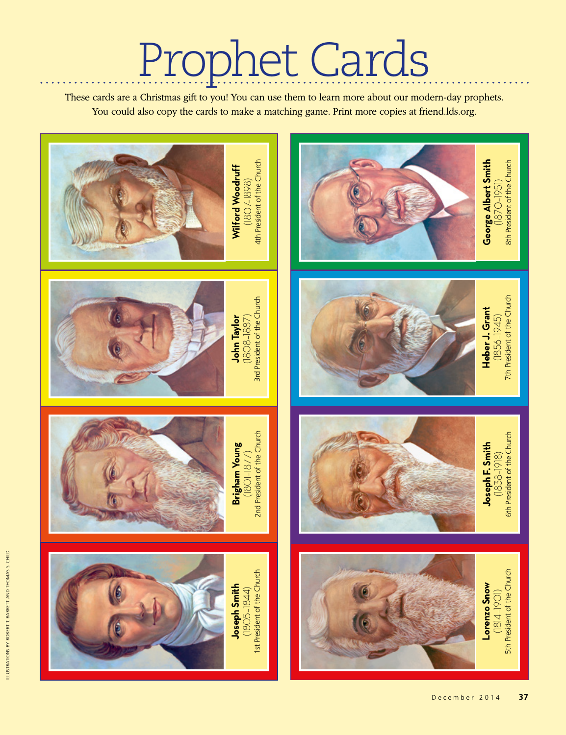# Prophet Cards

These cards are a Christmas gift to you! You can use them to learn more about our modern-day prophets. You could also copy the cards to make a matching game. Print more copies at friend.lds.org.

**Joseph Smith**
(1805–1844)
1st President of the Church

**Brigham Young**
(1801–1877)
2nd President of the Church

**John Taylor**
(1808–1887)
3rd President of the Church

**Wilford Woodruff**
(1807–1898)
4th President of the Church

**Lorenzo Snow**
(1814–1901)
5th President of the Church

**Joseph F. Smith**
(1838–1918)
6th President of the Church

**Heber J. Grant**
(1856–1945)
7th President of the Church

**George Albert Smith**
(1870–1951)
8th President of the Church

ILLUSTRATIONS BY ROBERT T. BARRETT AND THOMAS S. CHILD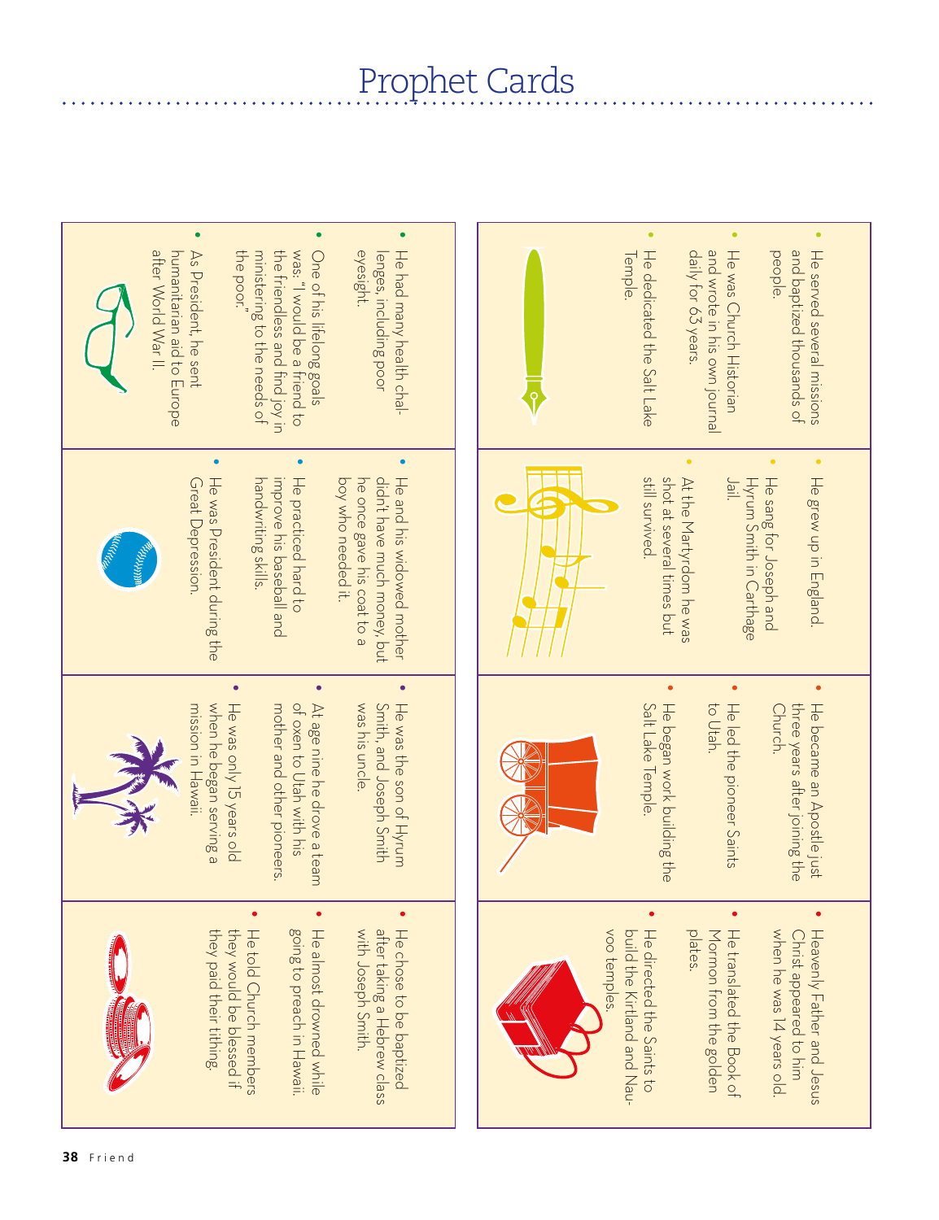# Prophet Cards

- He served several missions and baptized thousands of people.
- He was Church Historian and wrote in his own journal daily for 63 years.
- He dedicated the Salt Lake Temple.

- He grew up in England.
- He sang for Joseph and Hyrum Smith in Carthage Jail.
- At the Martyrdom he was shot at several times but still survived.

- He became an Apostle just three years after joining the Church.
- He led the pioneer Saints to Utah.
- He began work building the Salt Lake Temple.

- Heavenly Father and Jesus Christ appeared to him when he was 14 years old.
- He translated the Book of Mormon from the golden plates.
- He directed the Saints to build the Kirtland and Nauvoo temples.

- He had many health challenges, including poor eyesight.
- One of his lifelong goals was: "I would be a friend to the friendless and find joy in ministering to the needs of the poor."
- As President, he sent humanitarian aid to Europe after World War II.

- He and his widowed mother didn't have much money, but he once gave his coat to a boy who needed it.
- He practiced hard to improve his baseball and handwriting skills.
- He was President during the Great Depression.

- He was the son of Hyrum Smith, and Joseph Smith was his uncle.
- At age nine he drove a team of oxen to Utah with his mother and other pioneers.
- He was only 15 years old when he began serving a mission in Hawaii.

- He chose to be baptized after taking a Hebrew class with Joseph Smith.
- He almost drowned while going to preach in Hawaii.
- He told Church members they would be blessed if they paid their tithing.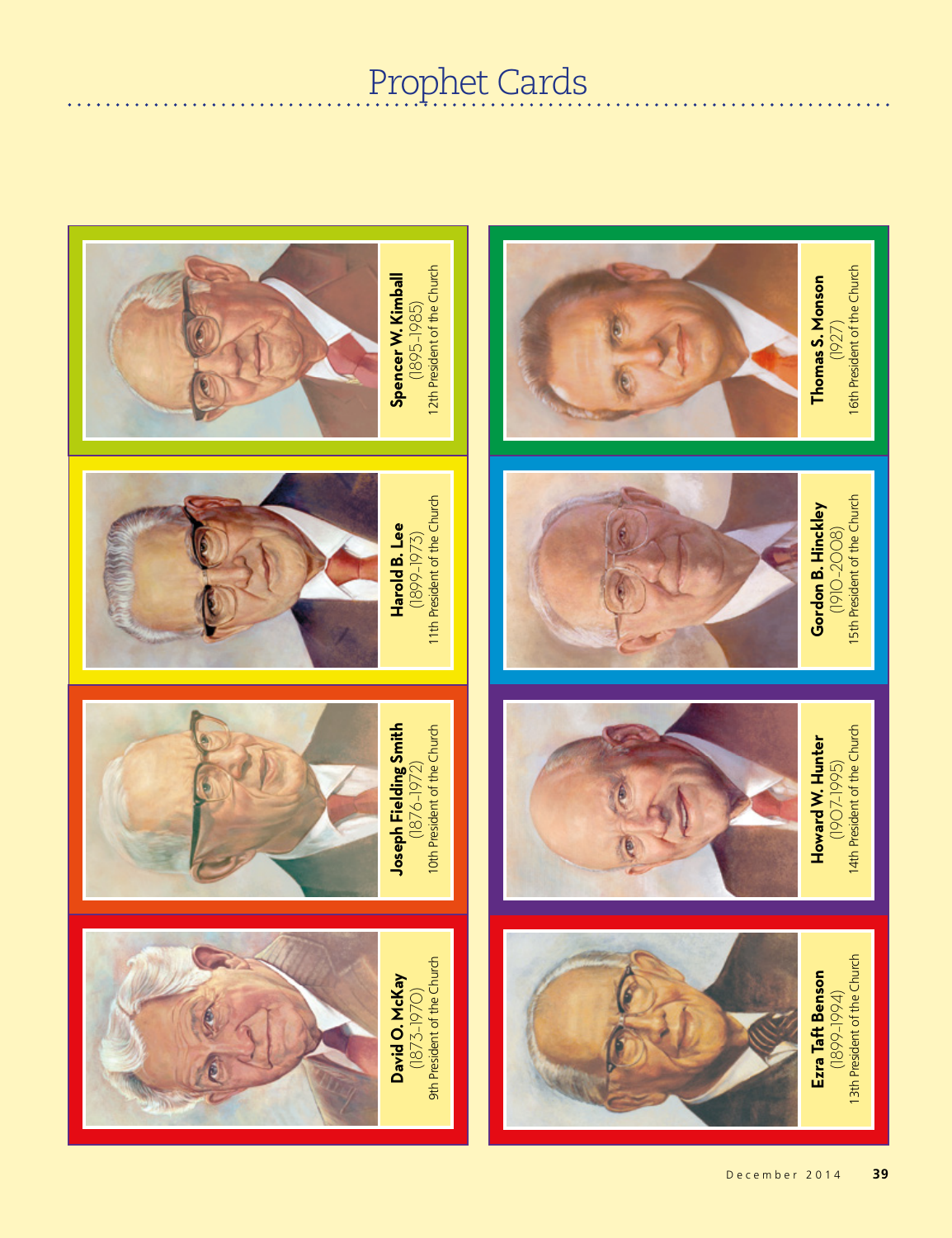# Prophet Cards

**David O. McKay**
(1873–1970)
9th President of the Church

**Joseph Fielding Smith**
(1876–1972)
10th President of the Church

**Harold B. Lee**
(1899–1973)
11th President of the Church

**Spencer W. Kimball**
(1895–1985)
12th President of the Church

**Ezra Taft Benson**
(1899–1994)
13th President of the Church

**Howard W. Hunter**
(1907–1995)
14th President of the Church

**Gordon B. Hinckley**
(1910–2008)
15th President of the Church

**Thomas S. Monson**
(1927)
16th President of the Church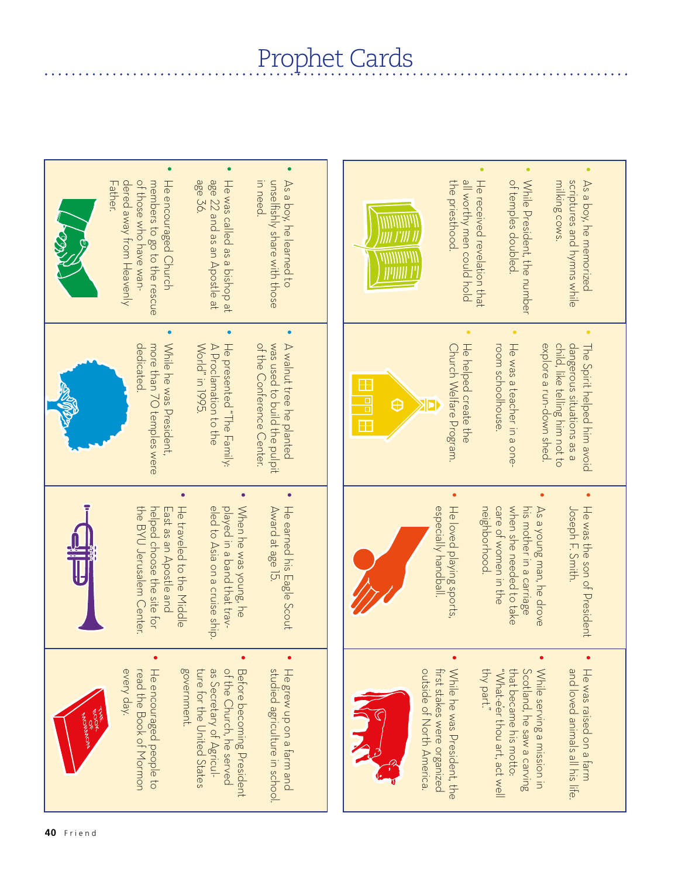# Prophet Cards

- As a boy, he memorized scriptures and hymns while milking cows.
- While President, the number of temples doubled.
- He received revelation that all worthy men could hold the priesthood.

- The Spirit helped him avoid dangerous situations as a child, like telling him not to explore a run-down shed.
- He was a teacher in a one-room schoolhouse.
- He helped create the Church Welfare Program.

- He was the son of President Joseph F. Smith.
- As a young man, he drove his mother in a carriage when she needed to take care of women in the neighborhood.
- He loved playing sports, especially handball.

- He was raised on a farm and loved animals all his life.
- While serving a mission in Scotland, he saw a carving that became his motto: "What-e'er thou art, act well thy part."
- While he was President, the first stakes were organized outside of North America.

- As a boy, he learned to unselfishly share with those in need.
- He was called as a bishop at age 22 and as an Apostle at age 36.
- He encouraged Church members to go to the rescue of those who have wandered away from Heavenly Father.

- A walnut tree he planted was used to build the pulpit of the Conference Center.
- He presented "The Family: A Proclamation to the World" in 1995.
- While he was President, more than 70 temples were dedicated.

- He earned his Eagle Scout Award at age 15.
- When he was young, he played in a band that traveled to Asia on a cruise ship.
- He traveled to the Middle East as an Apostle and helped choose the site for the BYU Jerusalem Center.

- He grew up on a farm and studied agriculture in school.
- Before becoming President of the Church, he served as Secretary of Agriculture for the United States government.
- He encouraged people to read the Book of Mormon every day.